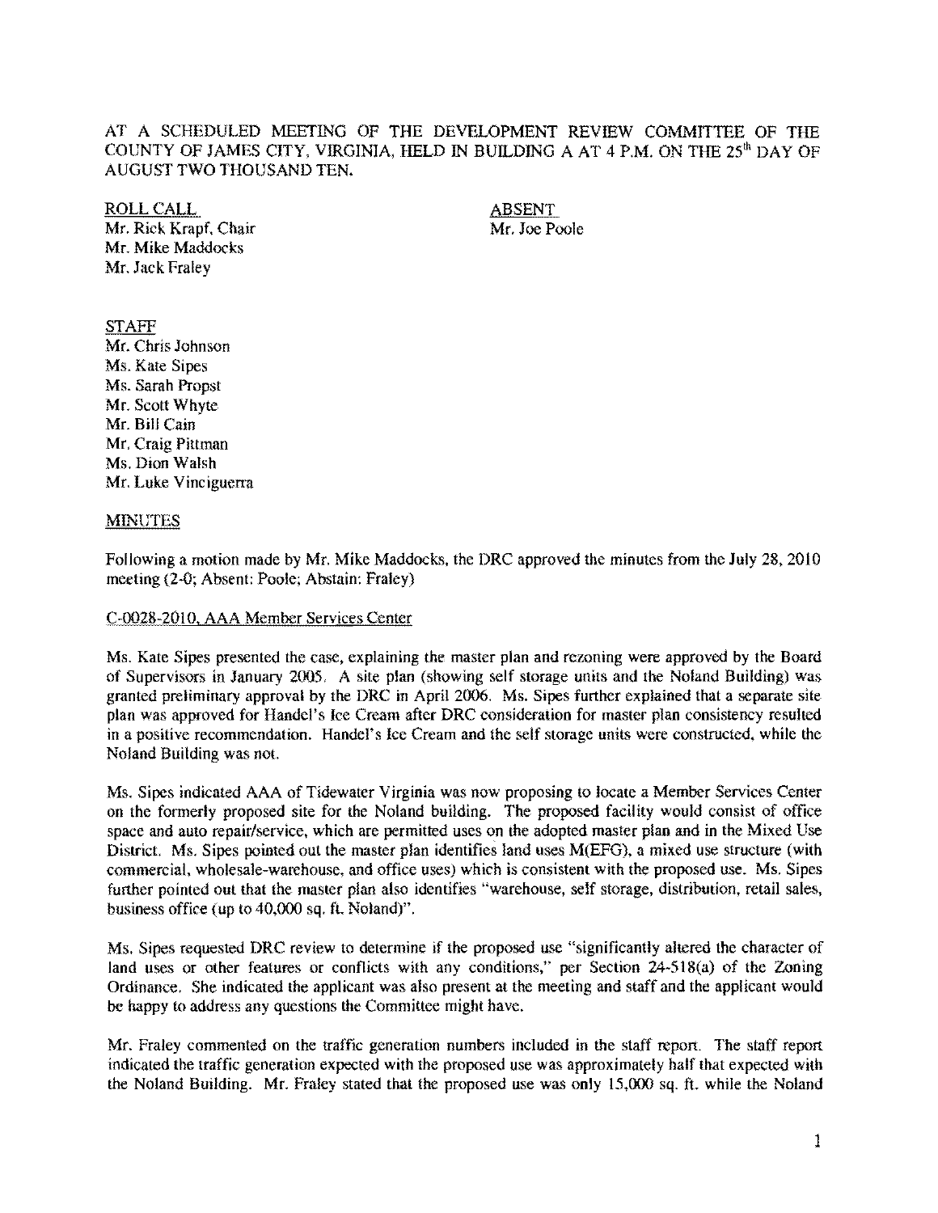AT A SCHEDULED MEETING OF THE DEVELOPMENT REVIEW COMMITTEE OF THE COUNTY OF JAMES CITY, VIRGINIA, HELD IN BUILDING A AT 4 P.M. ON THE 25th DAY OF AUGUST TWO THOUSAND TEN.

ROLL CALL
Mr. Rick Krapf, Chair
Mr. Mike Maddocks
Mr. Jack Fraley

ABSENT
Mr. Joe Poole

STAFF
Mr. Chris Johnson
Ms. Kate Sipes
Ms. Sarah Propst
Mr. Scott Whyte
Mr. Bill Cain
Mr. Craig Pittman
Ms. Dion Walsh
Mr. Luke Vinciguerra

MINUTES

Following a motion made by Mr. Mike Maddocks, the DRC approved the minutes from the July 28, 2010 meeting (2-0; Absent: Poole; Abstain: Fraley)

C-0028-2010, AAA Member Services Center

Ms. Kate Sipes presented the case, explaining the master plan and rezoning were approved by the Board of Supervisors in January 2005. A site plan (showing self storage units and the Noland Building) was granted preliminary approval by the DRC in April 2006. Ms. Sipes further explained that a separate site plan was approved for Handel's Ice Cream after DRC consideration for master plan consistency resulted in a positive recommendation. Handel's Ice Cream and the self storage units were constructed, while the Noland Building was not.

Ms. Sipes indicated AAA of Tidewater Virginia was now proposing to locate a Member Services Center on the formerly proposed site for the Noland building. The proposed facility would consist of office space and auto repair/service, which are permitted uses on the adopted master plan and in the Mixed Use District. Ms. Sipes pointed out the master plan identifies land uses M(EFG), a mixed use structure (with commercial, wholesale-warehouse, and office uses) which is consistent with the proposed use. Ms. Sipes further pointed out that the master plan also identifies "warehouse, self storage, distribution, retail sales, business office (up to 40,000 sq. ft. Noland)".

Ms. Sipes requested DRC review to determine if the proposed use "significantly altered the character of land uses or other features or conflicts with any conditions," per Section 24-518(a) of the Zoning Ordinance. She indicated the applicant was also present at the meeting and staff and the applicant would be happy to address any questions the Committee might have.

Mr. Fraley commented on the traffic generation numbers included in the staff report. The staff report indicated the traffic generation expected with the proposed use was approximately half that expected with the Noland Building. Mr. Fraley stated that the proposed use was only 15,000 sq. ft. while the Noland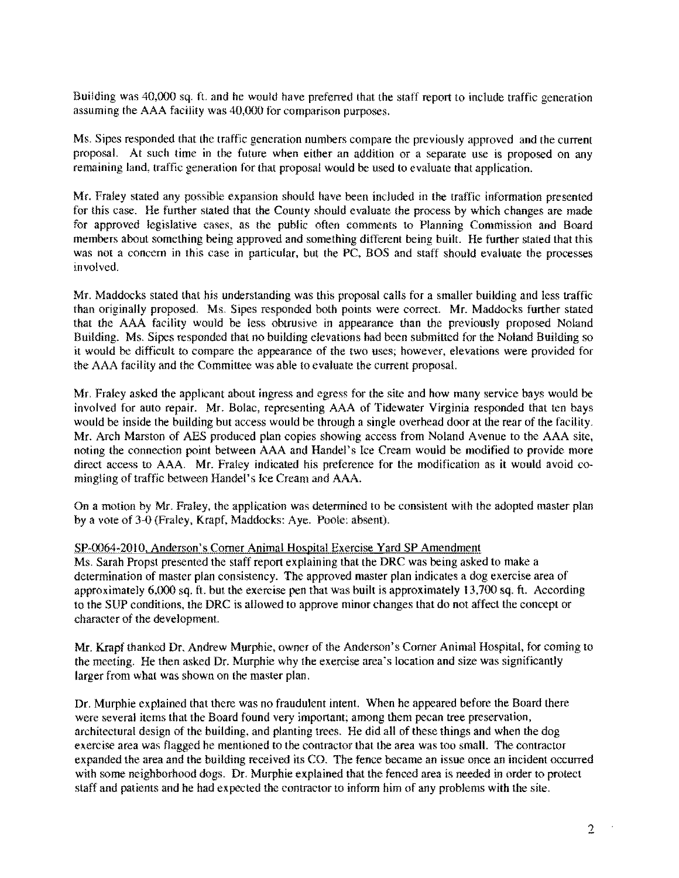Building was 40,000 sq. ft. and he would have preferred that the staff report to include traffic generation assuming the AAA facility was 40,000 for comparison purposes.

Ms. Sipes responded that the traffic generation numbers compare the previously approved and the current proposal. At such time in the future when either an addition or a separate use is proposed on any remaining land, traffic generation for that proposal would be used to evaluate that application.

Mr. Fraley stated any possible expansion should have been included in the traffic information presented for this case. He further stated that the County should evaluate the process by which changes are made for approved legislative cases, as the public often comments to Planning Commission and Board members about something being approved and something different being built. He further stated that this was not a concern in this case in particular, but the PC, BOS and staff should evaluate the processes involved.

Mr. Maddocks stated that his understanding was this proposal calls for a smaller building and less traffic than originally proposed. Ms. Sipes responded both points were correct. Mr. Maddocks further stated that the AAA facility would be less obtrusive in appearance than the previously proposed Noland Building. Ms. Sipes responded that no building elevations had been submitted for the Noland Building so it would be difficult to compare the appearance of the two uses; however, elevations were provided for the AAA facility and the Committee was able to evaluate the current proposal.

Mr. Fraley asked the applicant about ingress and egress for the site and how many service bays would be involved for auto repair. Mr. Bolac, representing AAA of Tidewater Virginia responded that ten bays would be inside the building but access would be through a single overhead door at the rear of the facility. Mr. Arch Marston of AES produced plan copies showing access from Noland Avenue to the AAA site, noting the connection point between AAA and Handel's Ice Cream would be modified to provide more direct access to AAA. Mr. Fraley indicated his preference for the modification as it would avoid co-mingling of traffic between Handel's Ice Cream and AAA.

On a motion by Mr. Fraley, the application was determined to be consistent with the adopted master plan by a vote of 3-0 (Fraley, Krapf, Maddocks: Aye. Poole: absent).

SP-0064-2010, Anderson's Corner Animal Hospital Exercise Yard SP Amendment

Ms. Sarah Propst presented the staff report explaining that the DRC was being asked to make a determination of master plan consistency. The approved master plan indicates a dog exercise area of approximately 6,000 sq. ft. but the exercise pen that was built is approximately 13,700 sq. ft. According to the SUP conditions, the DRC is allowed to approve minor changes that do not affect the concept or character of the development.

Mr. Krapf thanked Dr. Andrew Murphie, owner of the Anderson's Corner Animal Hospital, for coming to the meeting. He then asked Dr. Murphie why the exercise area's location and size was significantly larger from what was shown on the master plan.

Dr. Murphie explained that there was no fraudulent intent. When he appeared before the Board there were several items that the Board found very important; among them pecan tree preservation, architectural design of the building, and planting trees. He did all of these things and when the dog exercise area was flagged he mentioned to the contractor that the area was too small. The contractor expanded the area and the building received its CO. The fence became an issue once an incident occurred with some neighborhood dogs. Dr. Murphie explained that the fenced area is needed in order to protect staff and patients and he had expected the contractor to inform him of any problems with the site.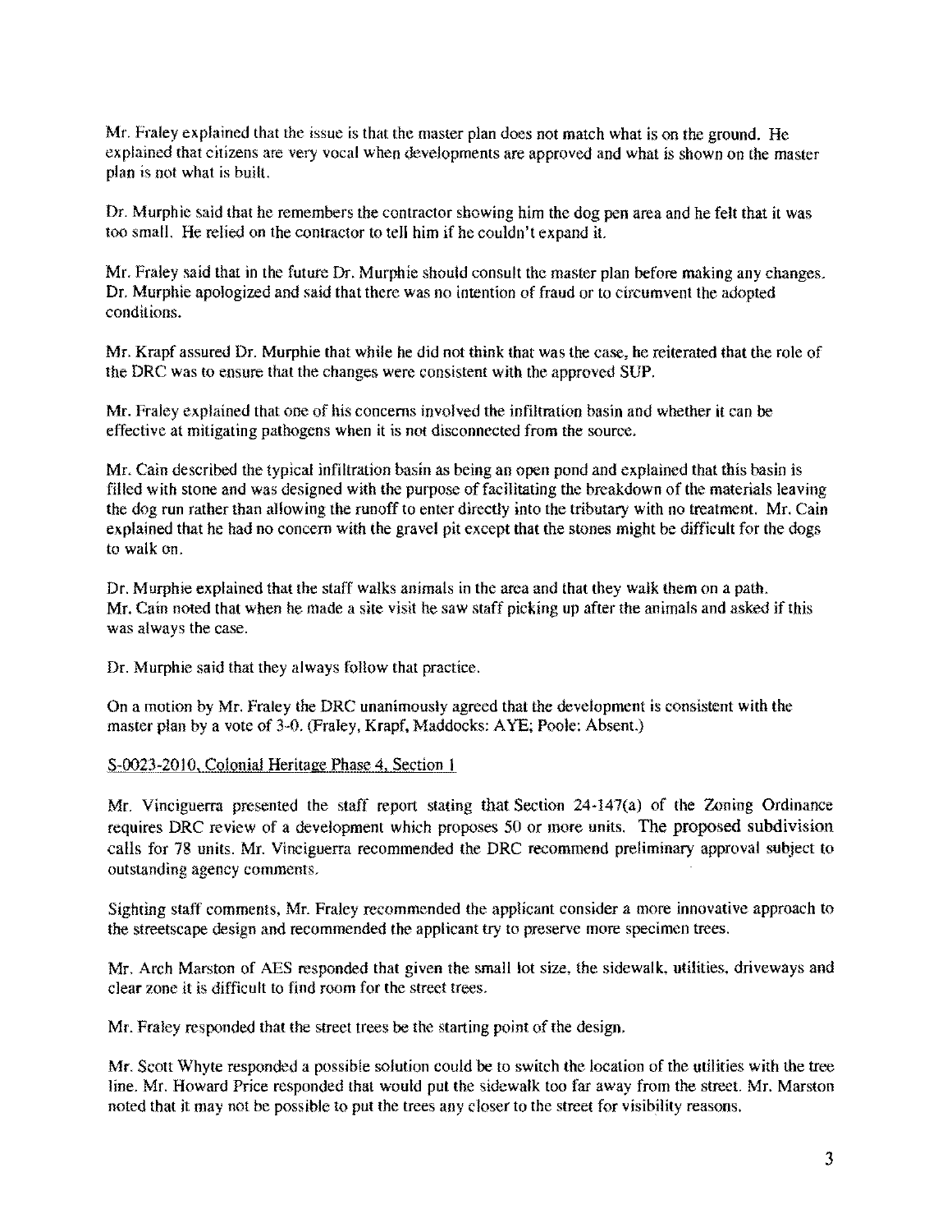Mr. Fraley explained that the issue is that the master plan does not match what is on the ground. He explained that citizens are very vocal when developments are approved and what is shown on the master plan is not what is built.

Dr. Murphie said that he remembers the contractor showing him the dog pen area and he felt that it was too small. He relied on the contractor to tell him if he couldn't expand it.

Mr. Fraley said that in the future Dr. Murphie should consult the master plan before making any changes. Dr. Murphie apologized and said that there was no intention of fraud or to circumvent the adopted conditions.

Mr. Krapf assured Dr. Murphie that while he did not think that was the case, he reiterated that the role of the DRC was to ensure that the changes were consistent with the approved SUP.

Mr. Fraley explained that one of his concerns involved the infiltration basin and whether it can be effective at mitigating pathogens when it is not disconnected from the source.

Mr. Cain described the typical infiltration basin as being an open pond and explained that this basin is filled with stone and was designed with the purpose of facilitating the breakdown of the materials leaving the dog run rather than allowing the runoff to enter directly into the tributary with no treatment. Mr. Cain explained that he had no concern with the gravel pit except that the stones might be difficult for the dogs to walk on.

Dr. Murphie explained that the staff walks animals in the area and that they walk them on a path. Mr. Cain noted that when he made a site visit he saw staff picking up after the animals and asked if this was always the case.

Dr. Murphie said that they always follow that practice.

On a motion by Mr. Fraley the DRC unanimously agreed that the development is consistent with the master plan by a vote of 3-0. (Fraley, Krapf, Maddocks: AYE; Poole: Absent.)

S-0023-2010, Colonial Heritage Phase 4, Section 1

Mr. Vinciguerra presented the staff report stating that Section 24-147(a) of the Zoning Ordinance requires DRC review of a development which proposes 50 or more units. The proposed subdivision calls for 78 units. Mr. Vinciguerra recommended the DRC recommend preliminary approval subject to outstanding agency comments.

Sighting staff comments, Mr. Fraley recommended the applicant consider a more innovative approach to the streetscape design and recommended the applicant try to preserve more specimen trees.

Mr. Arch Marston of AES responded that given the small lot size, the sidewalk, utilities, driveways and clear zone it is difficult to find room for the street trees.

Mr. Fraley responded that the street trees be the starting point of the design.

Mr. Scott Whyte responded a possible solution could be to switch the location of the utilities with the tree line. Mr. Howard Price responded that would put the sidewalk too far away from the street. Mr. Marston noted that it may not be possible to put the trees any closer to the street for visibility reasons.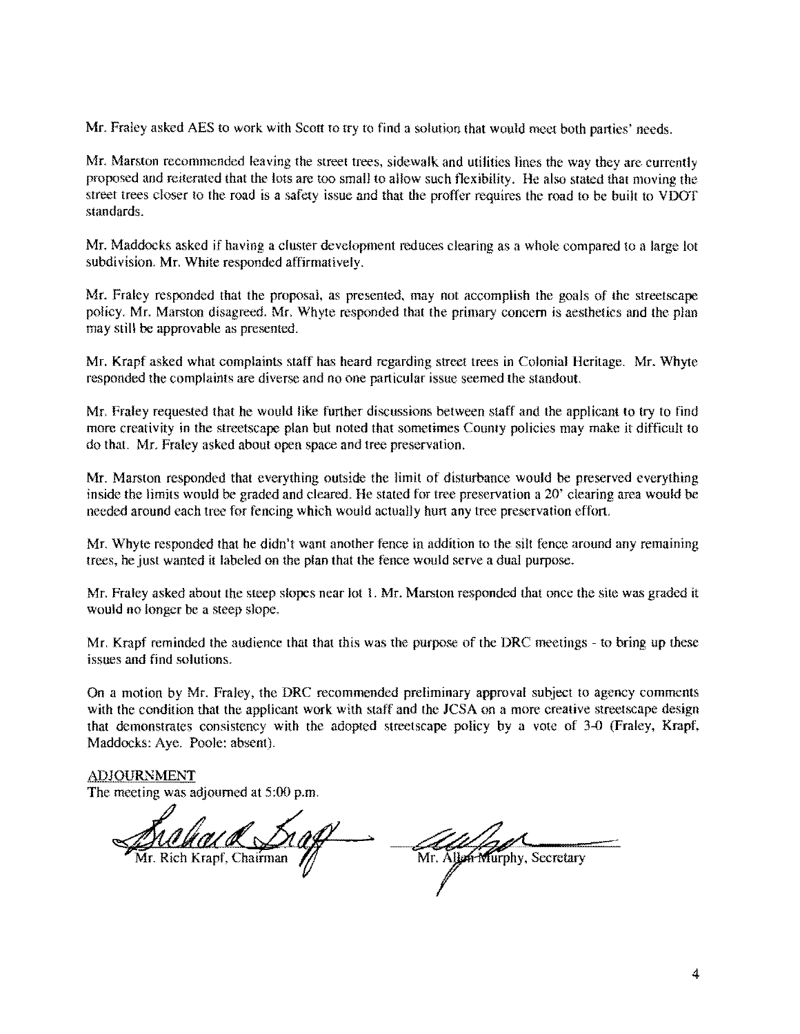Mr. Fraley asked AES to work with Scott to try to find a solution that would meet both parties' needs.

Mr. Marston recommended leaving the street trees, sidewalk and utilities lines the way they are currently proposed and reiterated that the lots are too small to allow such flexibility. He also stated that moving the street trees closer to the road is a safety issue and that the proffer requires the road to be built to VDOT standards.

Mr. Maddocks asked if having a cluster development reduces clearing as a whole compared to a large lot subdivision. Mr. White responded affirmatively.

Mr. Fraley responded that the proposal, as presented, may not accomplish the goals of the streetscape policy. Mr. Marston disagreed. Mr. Whyte responded that the primary concern is aesthetics and the plan may still be approvable as presented.

Mr. Krapf asked what complaints staff has heard regarding street trees in Colonial Heritage. Mr. Whyte responded the complaints are diverse and no one particular issue seemed the standout.

Mr. Fraley requested that he would like further discussions between staff and the applicant to try to find more creativity in the streetscape plan but noted that sometimes County policies may make it difficult to do that. Mr. Fraley asked about open space and tree preservation.

Mr. Marston responded that everything outside the limit of disturbance would be preserved everything inside the limits would be graded and cleared. He stated for tree preservation a 20' clearing area would be needed around each tree for fencing which would actually hurt any tree preservation effort.

Mr. Whyte responded that he didn't want another fence in addition to the silt fence around any remaining trees, he just wanted it labeled on the plan that the fence would serve a dual purpose.

Mr. Fraley asked about the steep slopes near lot 1. Mr. Marston responded that once the site was graded it would no longer be a steep slope.

Mr. Krapf reminded the audience that that this was the purpose of the DRC meetings - to bring up these issues and find solutions.

On a motion by Mr. Fraley, the DRC recommended preliminary approval subject to agency comments with the condition that the applicant work with staff and the JCSA on a more creative streetscape design that demonstrates consistency with the adopted streetscape policy by a vote of 3-0 (Fraley, Krapf, Maddocks: Aye. Poole: absent).

ADJOURNMENT

The meeting was adjourned at 5:00 p.m.

Mr. Rich Krapf, Chairman

Mr. Allen Murphy, Secretary